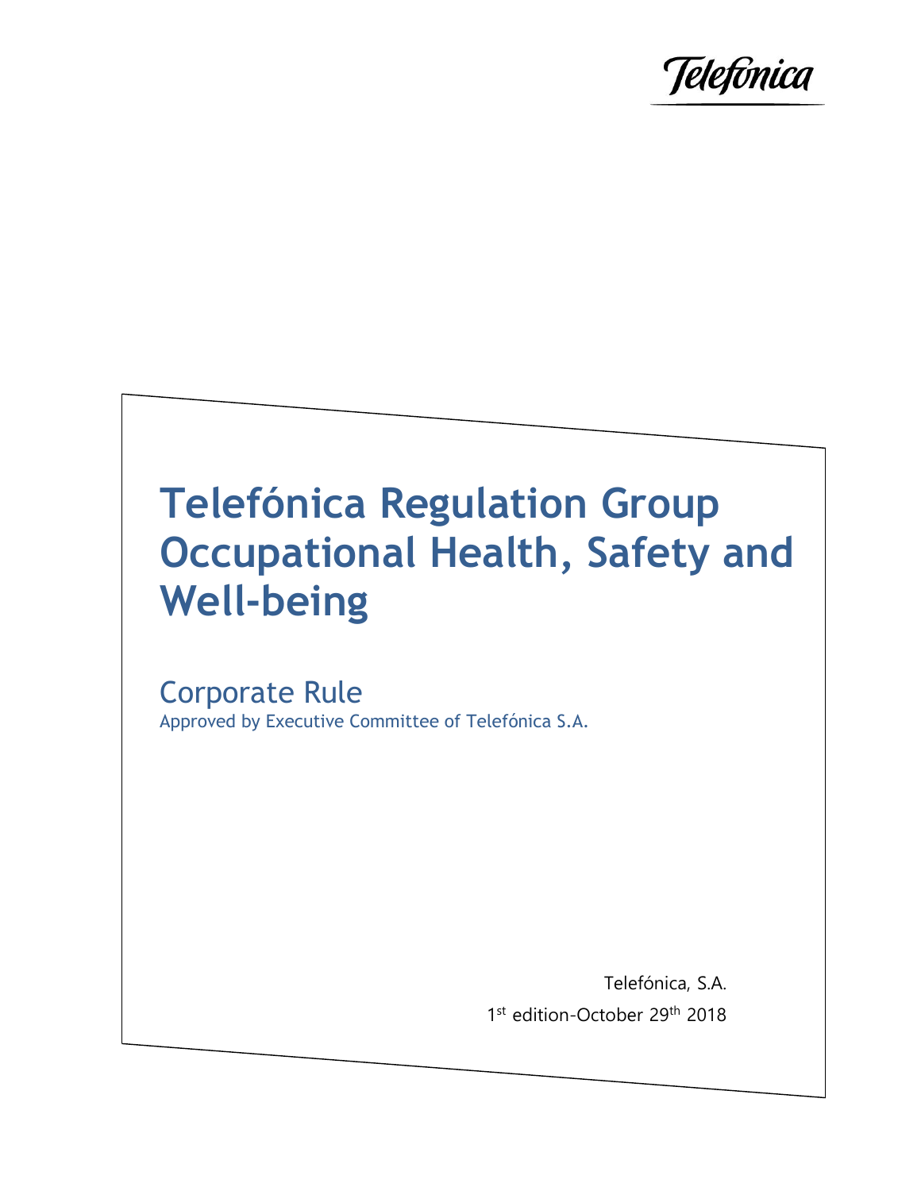Telefónica

# Telefónica Regulation Group Occupational Health, Safety and Well-being

## Corporate Rule

Approved by Executive Committee of Telefónica S.A.

Telefónica, S.A.

1st edition-October 29th 2018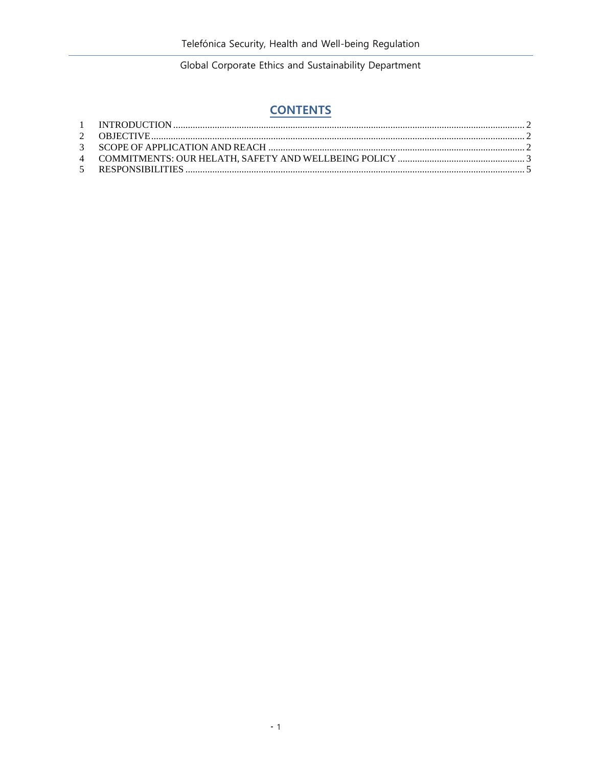# CONTENTS

1 INTRODUCTION ........................................ 2
2 OBJECTIVE ........................................ 2
3 SCOPE OF APPLICATION AND REACH ........................................ 2
4 COMMITMENTS: OUR HELATH, SAFETY AND WELLBEING POLICY ........................................ 3
5 RESPONSIBILITIES ........................................ 5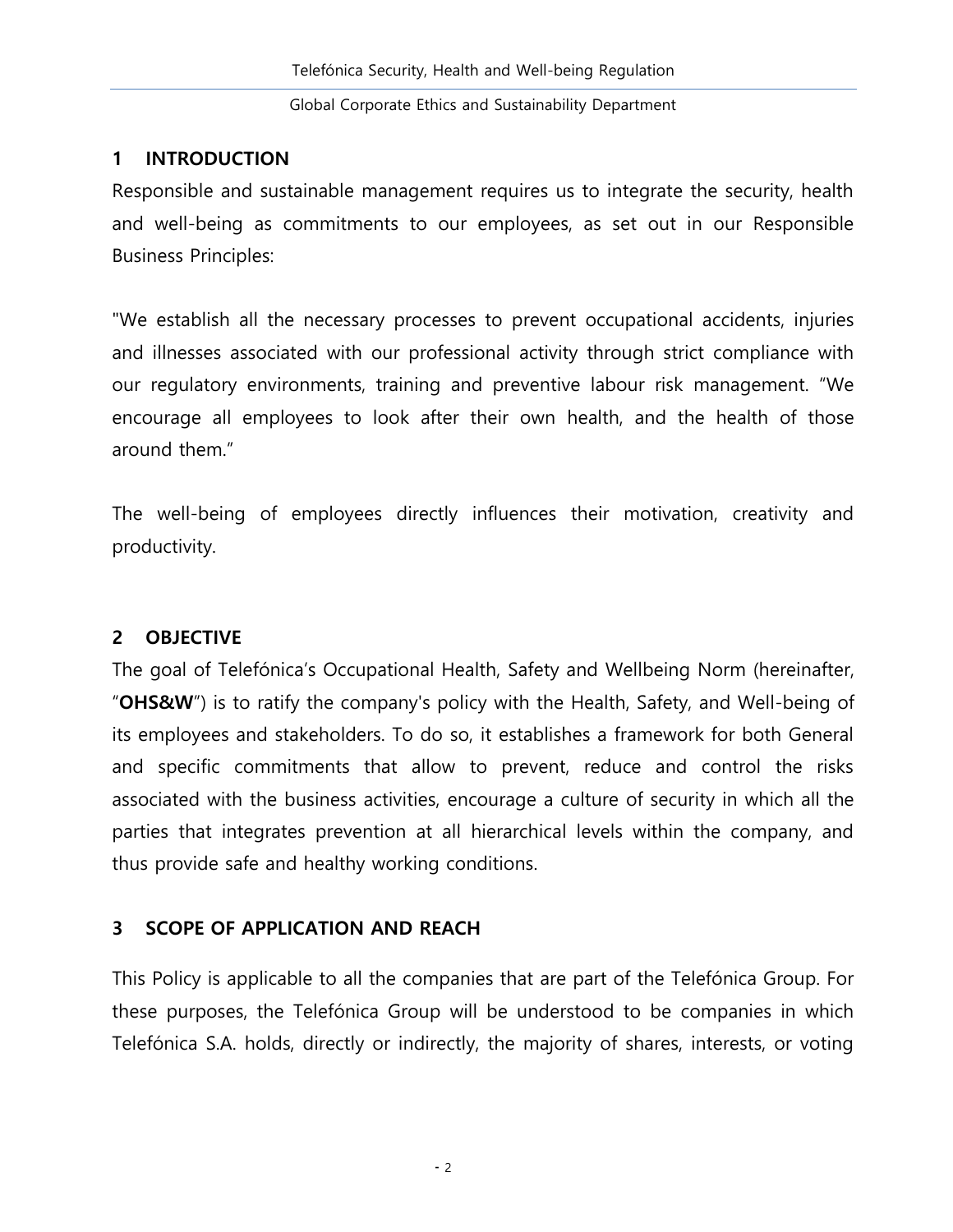## 1 INTRODUCTION

Responsible and sustainable management requires us to integrate the security, health and well-being as commitments to our employees, as set out in our Responsible Business Principles:

"We establish all the necessary processes to prevent occupational accidents, injuries and illnesses associated with our professional activity through strict compliance with our regulatory environments, training and preventive labour risk management. "We encourage all employees to look after their own health, and the health of those around them."

The well-being of employees directly influences their motivation, creativity and productivity.

## 2 OBJECTIVE

The goal of Telefónica's Occupational Health, Safety and Wellbeing Norm (hereinafter, "**OHS&W**") is to ratify the company's policy with the Health, Safety, and Well-being of its employees and stakeholders. To do so, it establishes a framework for both General and specific commitments that allow to prevent, reduce and control the risks associated with the business activities, encourage a culture of security in which all the parties that integrates prevention at all hierarchical levels within the company, and thus provide safe and healthy working conditions.

## 3 SCOPE OF APPLICATION AND REACH

This Policy is applicable to all the companies that are part of the Telefónica Group. For these purposes, the Telefónica Group will be understood to be companies in which Telefónica S.A. holds, directly or indirectly, the majority of shares, interests, or voting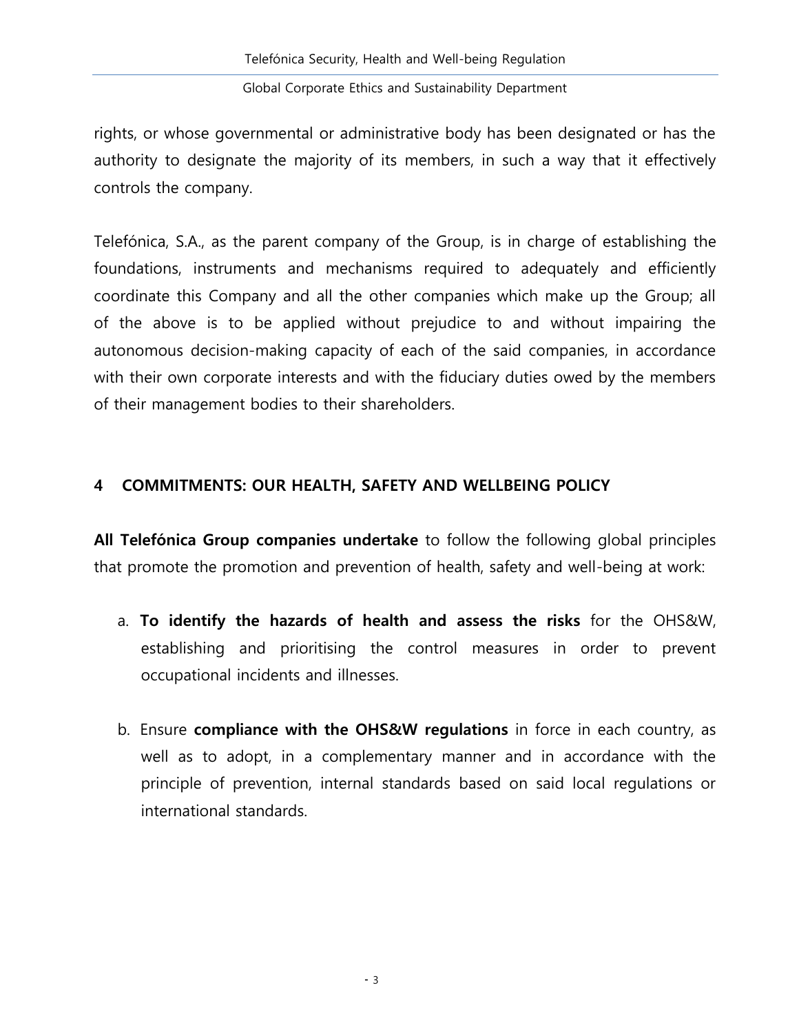rights, or whose governmental or administrative body has been designated or has the authority to designate the majority of its members, in such a way that it effectively controls the company.

Telefónica, S.A., as the parent company of the Group, is in charge of establishing the foundations, instruments and mechanisms required to adequately and efficiently coordinate this Company and all the other companies which make up the Group; all of the above is to be applied without prejudice to and without impairing the autonomous decision-making capacity of each of the said companies, in accordance with their own corporate interests and with the fiduciary duties owed by the members of their management bodies to their shareholders.

## 4 COMMITMENTS: OUR HEALTH, SAFETY AND WELLBEING POLICY

**All Telefónica Group companies undertake** to follow the following global principles that promote the promotion and prevention of health, safety and well-being at work:

a. **To identify the hazards of health and assess the risks** for the OHS&W, establishing and prioritising the control measures in order to prevent occupational incidents and illnesses.

b. Ensure **compliance with the OHS&W regulations** in force in each country, as well as to adopt, in a complementary manner and in accordance with the principle of prevention, internal standards based on said local regulations or international standards.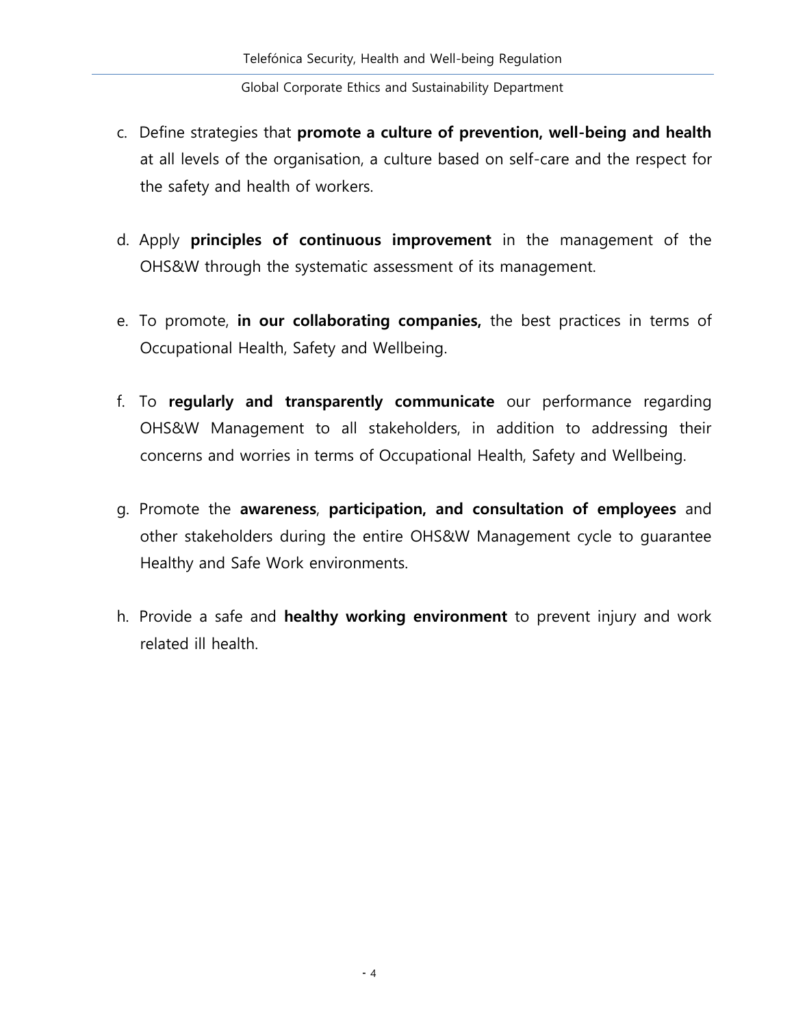c. Define strategies that **promote a culture of prevention, well-being and health** at all levels of the organisation, a culture based on self-care and the respect for the safety and health of workers.

d. Apply **principles of continuous improvement** in the management of the OHS&W through the systematic assessment of its management.

e. To promote, **in our collaborating companies,** the best practices in terms of Occupational Health, Safety and Wellbeing.

f. To **regularly and transparently communicate** our performance regarding OHS&W Management to all stakeholders, in addition to addressing their concerns and worries in terms of Occupational Health, Safety and Wellbeing.

g. Promote the **awareness**, **participation, and consultation of employees** and other stakeholders during the entire OHS&W Management cycle to guarantee Healthy and Safe Work environments.

h. Provide a safe and **healthy working environment** to prevent injury and work related ill health.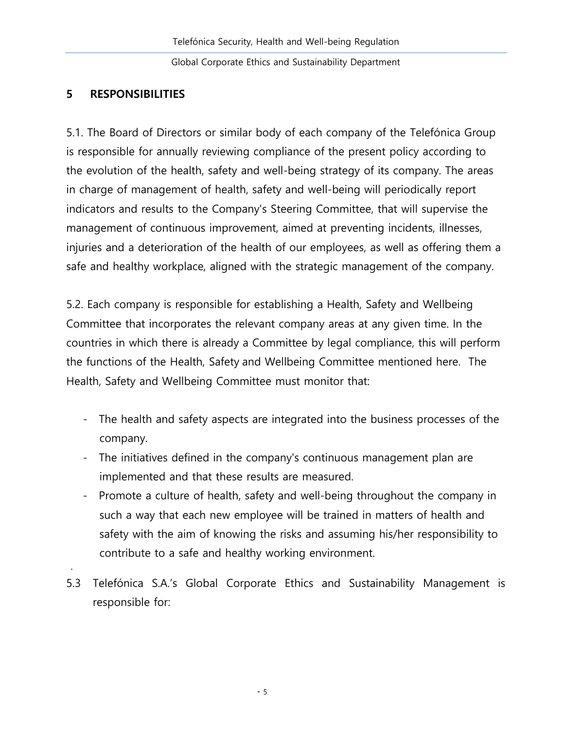## 5 RESPONSIBILITIES

5.1. The Board of Directors or similar body of each company of the Telefónica Group is responsible for annually reviewing compliance of the present policy according to the evolution of the health, safety and well-being strategy of its company. The areas in charge of management of health, safety and well-being will periodically report indicators and results to the Company's Steering Committee, that will supervise the management of continuous improvement, aimed at preventing incidents, illnesses, injuries and a deterioration of the health of our employees, as well as offering them a safe and healthy workplace, aligned with the strategic management of the company.

5.2. Each company is responsible for establishing a Health, Safety and Wellbeing Committee that incorporates the relevant company areas at any given time. In the countries in which there is already a Committee by legal compliance, this will perform the functions of the Health, Safety and Wellbeing Committee mentioned here. The Health, Safety and Wellbeing Committee must monitor that:

- The health and safety aspects are integrated into the business processes of the company.
- The initiatives defined in the company's continuous management plan are implemented and that these results are measured.
- Promote a culture of health, safety and well-being throughout the company in such a way that each new employee will be trained in matters of health and safety with the aim of knowing the risks and assuming his/her responsibility to contribute to a safe and healthy working environment.

5.3 Telefónica S.A.'s Global Corporate Ethics and Sustainability Management is responsible for: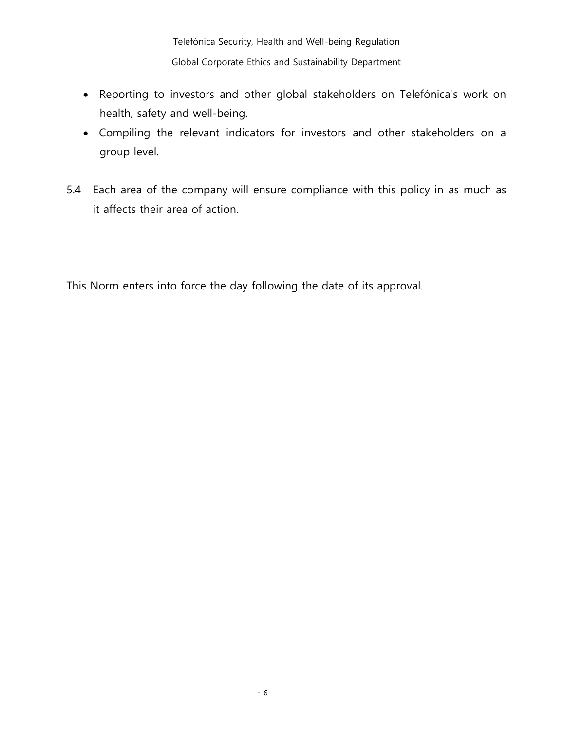- Reporting to investors and other global stakeholders on Telefónica's work on health, safety and well-being.
- Compiling the relevant indicators for investors and other stakeholders on a group level.

5.4 Each area of the company will ensure compliance with this policy in as much as it affects their area of action.

This Norm enters into force the day following the date of its approval.